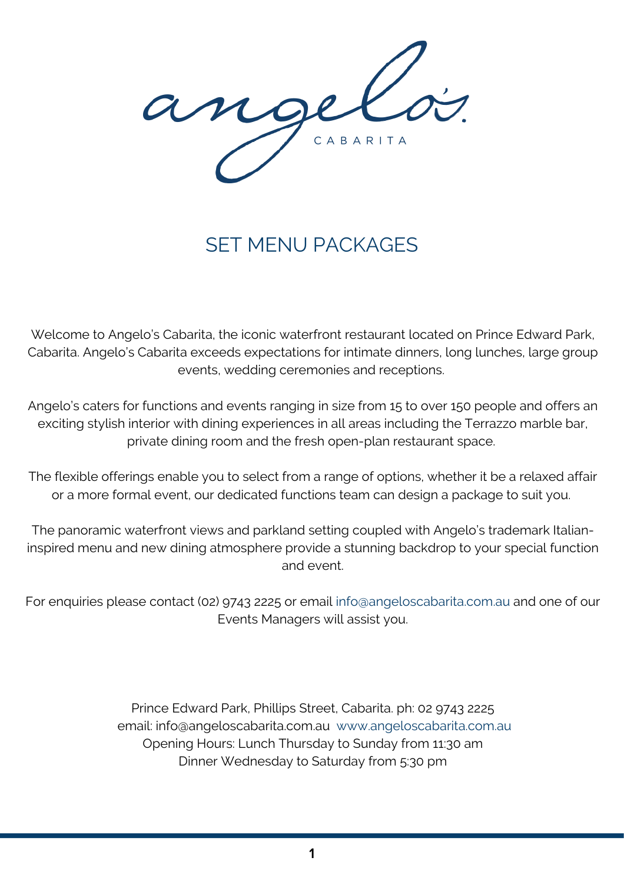# angelo's

CABARITA

## SET MENU PACKAGES

Welcome to Angelo's Cabarita, the iconic waterfront restaurant located on Prince Edward Park, Cabarita. Angelo's Cabarita exceeds expectations for intimate dinners, long lunches, large group events, wedding ceremonies and receptions.

Angelo's caters for functions and events ranging in size from 15 to over 150 people and offers an exciting stylish interior with dining experiences in all areas including the Terrazzo marble bar, private dining room and the fresh open-plan restaurant space.

The flexible offerings enable you to select from a range of options, whether it be a relaxed affair or a more formal event, our dedicated functions team can design a package to suit you.

The panoramic waterfront views and parkland setting coupled with Angelo's trademark Italian-inspired menu and new dining atmosphere provide a stunning backdrop to your special function and event.

For enquiries please contact (02) 9743 2225 or email info@angeloscabarita.com.au and one of our Events Managers will assist you.

Prince Edward Park, Phillips Street, Cabarita. ph: 02 9743 2225
email: info@angeloscabarita.com.au www.angeloscabarita.com.au
Opening Hours: Lunch Thursday to Sunday from 11:30 am
Dinner Wednesday to Saturday from 5:30 pm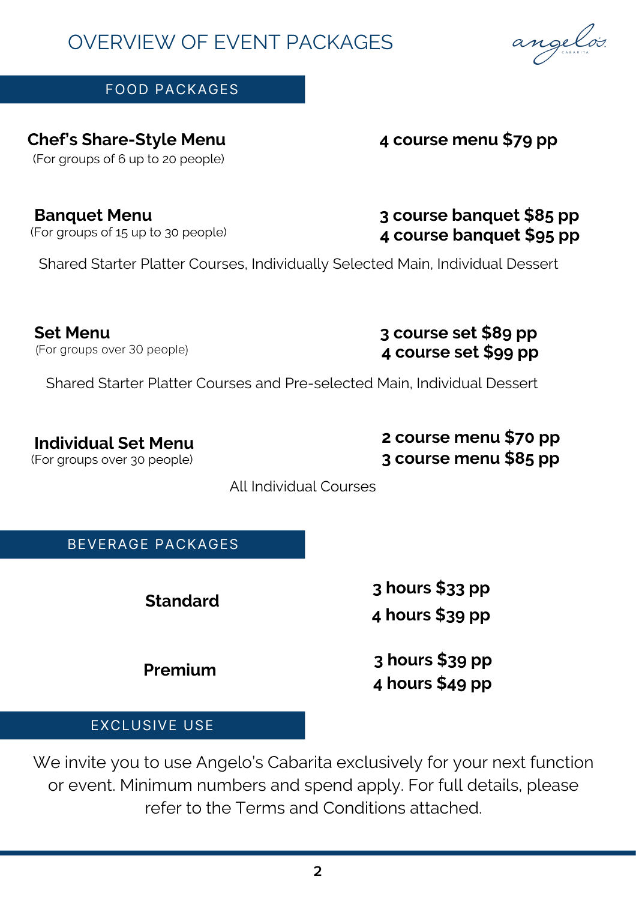# OVERVIEW OF EVENT PACKAGES

## FOOD PACKAGES

**Chef's Share-Style Menu**
(For groups of 6 up to 20 people)

**4 course menu $79 pp**

**Banquet Menu**
(For groups of 15 up to 30 people)

**3 course banquet $85 pp**
**4 course banquet $95 pp**

Shared Starter Platter Courses, Individually Selected Main, Individual Dessert

**Set Menu**
(For groups over 30 people)

**3 course set $89 pp**
**4 course set $99 pp**

Shared Starter Platter Courses and Pre-selected Main, Individual Dessert

**Individual Set Menu**
(For groups over 30 people)

**2 course menu $70 pp**
**3 course menu $85 pp**

All Individual Courses

## BEVERAGE PACKAGES

**Standard**

**3 hours $33 pp**
**4 hours $39 pp**

**Premium**

**3 hours $39 pp**
**4 hours $49 pp**

## EXCLUSIVE USE

We invite you to use Angelo's Cabarita exclusively for your next function or event. Minimum numbers and spend apply. For full details, please refer to the Terms and Conditions attached.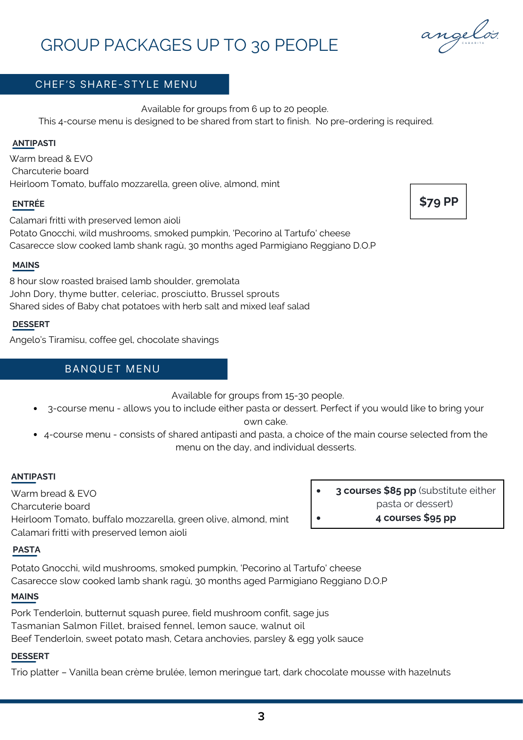# GROUP PACKAGES UP TO 30 PEOPLE

angelo's CABARITA

## CHEF'S SHARE-STYLE MENU

Available for groups from 6 up to 20 people.
This 4-course menu is designed to be shared from start to finish. No pre-ordering is required.

**$79 PP**

### ANTIPASTI

Warm bread & EVO
Charcuterie board
Heirloom Tomato, buffalo mozzarella, green olive, almond, mint

### ENTRÉE

Calamari fritti with preserved lemon aioli
Potato Gnocchi, wild mushrooms, smoked pumpkin, 'Pecorino al Tartufo' cheese
Casarecce slow cooked lamb shank ragù, 30 months aged Parmigiano Reggiano D.O.P

### MAINS

8 hour slow roasted braised lamb shoulder, gremolata
John Dory, thyme butter, celeriac, prosciutto, Brussel sprouts
Shared sides of Baby chat potatoes with herb salt and mixed leaf salad

### DESSERT

Angelo's Tiramisu, coffee gel, chocolate shavings

## BANQUET MENU

Available for groups from 15-30 people.

- 3-course menu - allows you to include either pasta or dessert. Perfect if you would like to bring your own cake.
- 4-course menu - consists of shared antipasti and pasta, a choice of the main course selected from the menu on the day, and individual desserts.

- **3 courses $85 pp** (substitute either pasta or dessert)
- **4 courses $95 pp**

### ANTIPASTI

Warm bread & EVO
Charcuterie board
Heirloom Tomato, buffalo mozzarella, green olive, almond, mint
Calamari fritti with preserved lemon aioli

### PASTA

Potato Gnocchi, wild mushrooms, smoked pumpkin, 'Pecorino al Tartufo' cheese
Casarecce slow cooked lamb shank ragù, 30 months aged Parmigiano Reggiano D.O.P

### MAINS

Pork Tenderloin, butternut squash puree, field mushroom confit, sage jus
Tasmanian Salmon Fillet, braised fennel, lemon sauce, walnut oil
Beef Tenderloin, sweet potato mash, Cetara anchovies, parsley & egg yolk sauce

### DESSERT

Trio platter – Vanilla bean crème brulée, lemon meringue tart, dark chocolate mousse with hazelnuts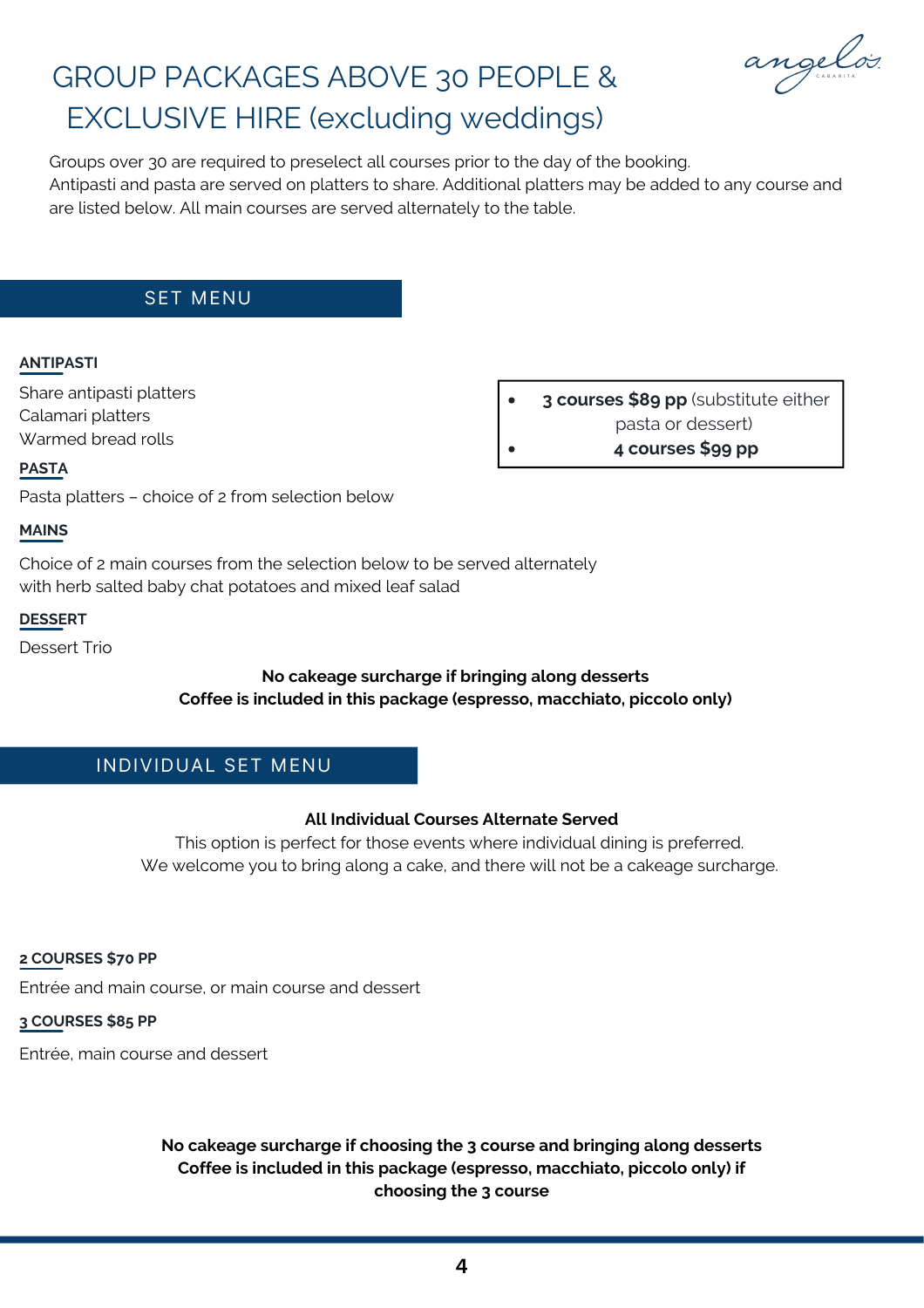# GROUP PACKAGES ABOVE 30 PEOPLE & EXCLUSIVE HIRE (excluding weddings)

Groups over 30 are required to preselect all courses prior to the day of the booking.
Antipasti and pasta are served on platters to share. Additional platters may be added to any course and are listed below. All main courses are served alternately to the table.

## SET MENU

**ANTIPASTI**

Share antipasti platters
Calamari platters
Warmed bread rolls

**PASTA**

Pasta platters – choice of 2 from selection below

**MAINS**

Choice of 2 main courses from the selection below to be served alternately with herb salted baby chat potatoes and mixed leaf salad

**DESSERT**

Dessert Trio

- **3 courses $89 pp** (substitute either pasta or dessert)
- **4 courses $99 pp**

**No cakeage surcharge if bringing along desserts**
**Coffee is included in this package (espresso, macchiato, piccolo only)**

## INDIVIDUAL SET MENU

**All Individual Courses Alternate Served**
This option is perfect for those events where individual dining is preferred.
We welcome you to bring along a cake, and there will not be a cakeage surcharge.

**2 COURSES $70 PP**

Entrée and main course, or main course and dessert

**3 COURSES $85 PP**

Entrée, main course and dessert

**No cakeage surcharge if choosing the 3 course and bringing along desserts**
**Coffee is included in this package (espresso, macchiato, piccolo only) if choosing the 3 course**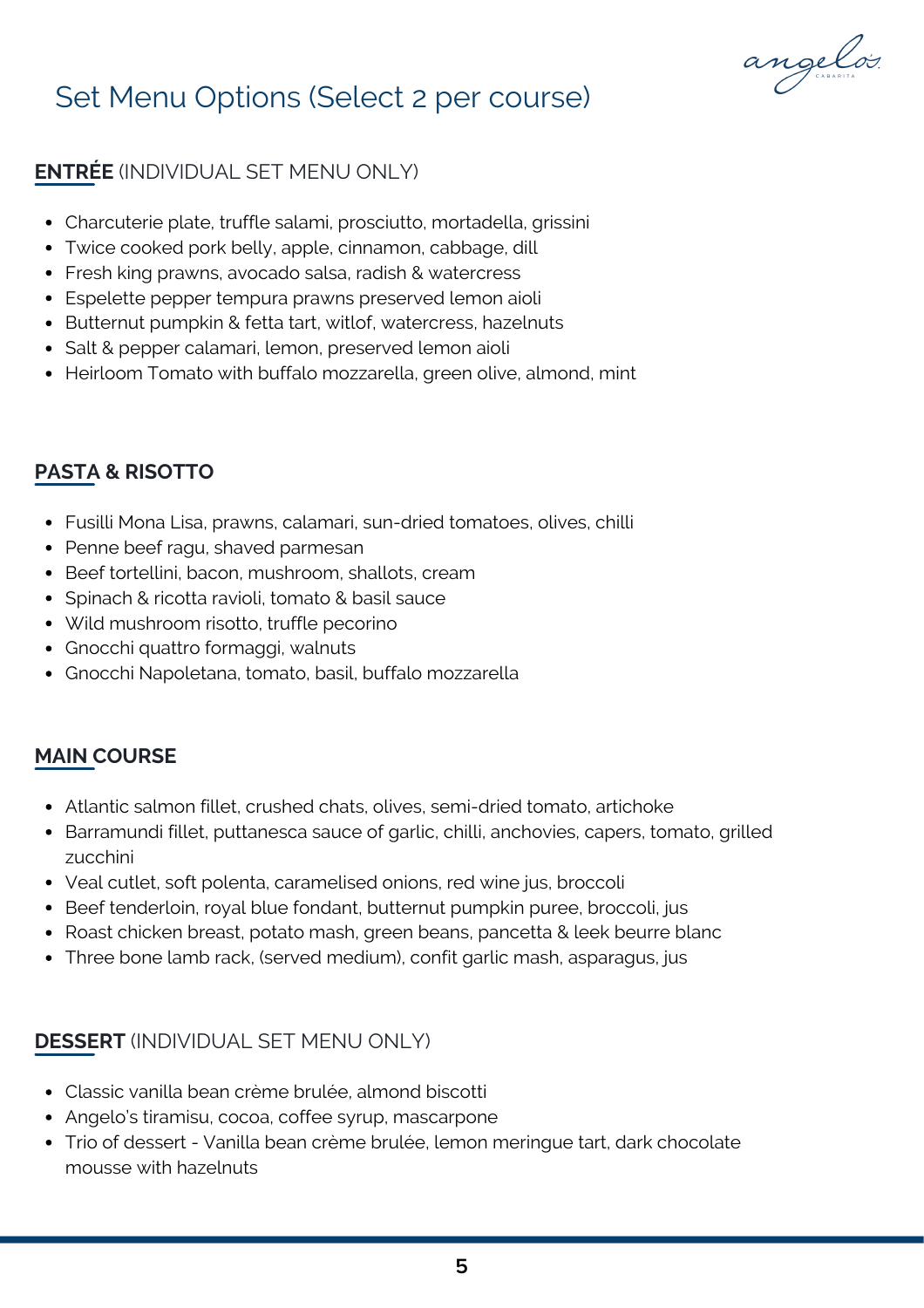# Set Menu Options (Select 2 per course)

## **ENTRÉE** (INDIVIDUAL SET MENU ONLY)

- Charcuterie plate, truffle salami, prosciutto, mortadella, grissini
- Twice cooked pork belly, apple, cinnamon, cabbage, dill
- Fresh king prawns, avocado salsa, radish & watercress
- Espelette pepper tempura prawns preserved lemon aioli
- Butternut pumpkin & fetta tart, witlof, watercress, hazelnuts
- Salt & pepper calamari, lemon, preserved lemon aioli
- Heirloom Tomato with buffalo mozzarella, green olive, almond, mint

## **PASTA & RISOTTO**

- Fusilli Mona Lisa, prawns, calamari, sun-dried tomatoes, olives, chilli
- Penne beef ragu, shaved parmesan
- Beef tortellini, bacon, mushroom, shallots, cream
- Spinach & ricotta ravioli, tomato & basil sauce
- Wild mushroom risotto, truffle pecorino
- Gnocchi quattro formaggi, walnuts
- Gnocchi Napoletana, tomato, basil, buffalo mozzarella

## **MAIN COURSE**

- Atlantic salmon fillet, crushed chats, olives, semi-dried tomato, artichoke
- Barramundi fillet, puttanesca sauce of garlic, chilli, anchovies, capers, tomato, grilled zucchini
- Veal cutlet, soft polenta, caramelised onions, red wine jus, broccoli
- Beef tenderloin, royal blue fondant, butternut pumpkin puree, broccoli, jus
- Roast chicken breast, potato mash, green beans, pancetta & leek beurre blanc
- Three bone lamb rack, (served medium), confit garlic mash, asparagus, jus

## **DESSERT** (INDIVIDUAL SET MENU ONLY)

- Classic vanilla bean crème brulée, almond biscotti
- Angelo's tiramisu, cocoa, coffee syrup, mascarpone
- Trio of dessert - Vanilla bean crème brulée, lemon meringue tart, dark chocolate mousse with hazelnuts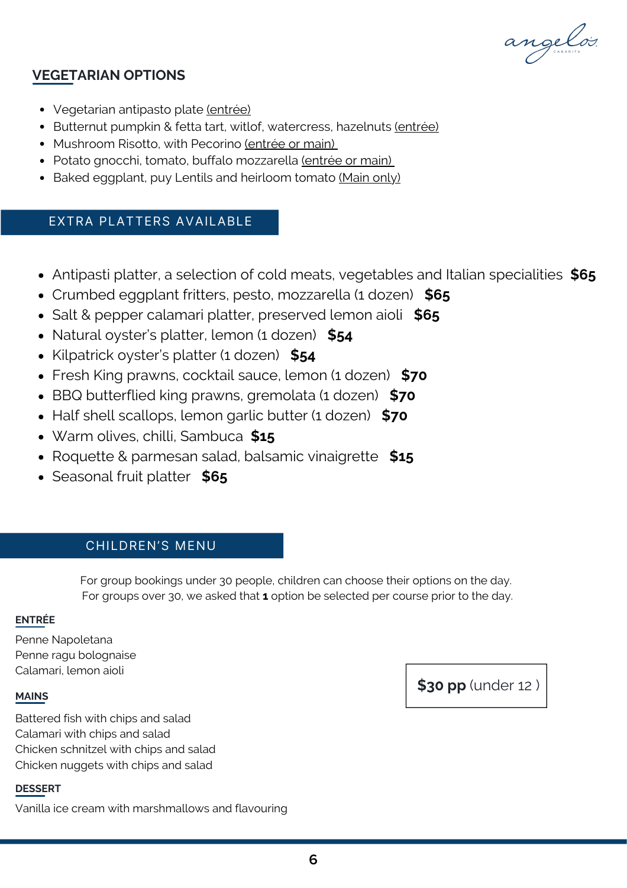## VEGETARIAN OPTIONS

- Vegetarian antipasto plate (entrée)
- Butternut pumpkin & fetta tart, witlof, watercress, hazelnuts (entrée)
- Mushroom Risotto, with Pecorino (entrée or main)
- Potato gnocchi, tomato, buffalo mozzarella (entrée or main)
- Baked eggplant, puy Lentils and heirloom tomato (Main only)

## EXTRA PLATTERS AVAILABLE

- Antipasti platter, a selection of cold meats, vegetables and Italian specialities **$65**
- Crumbed eggplant fritters, pesto, mozzarella (1 dozen) **$65**
- Salt & pepper calamari platter, preserved lemon aioli **$65**
- Natural oyster's platter, lemon (1 dozen) **$54**
- Kilpatrick oyster's platter (1 dozen) **$54**
- Fresh King prawns, cocktail sauce, lemon (1 dozen) **$70**
- BBQ butterflied king prawns, gremolata (1 dozen) **$70**
- Half shell scallops, lemon garlic butter (1 dozen) **$70**
- Warm olives, chilli, Sambuca **$15**
- Roquette & parmesan salad, balsamic vinaigrette **$15**
- Seasonal fruit platter **$65**

## CHILDREN'S MENU

For group bookings under 30 people, children can choose their options on the day.
For groups over 30, we asked that **1** option be selected per course prior to the day.

**$30 pp** (under 12 )

### ENTRÉE

Penne Napoletana
Penne ragu bolognaise
Calamari, lemon aioli

### MAINS

Battered fish with chips and salad
Calamari with chips and salad
Chicken schnitzel with chips and salad
Chicken nuggets with chips and salad

### DESSERT

Vanilla ice cream with marshmallows and flavouring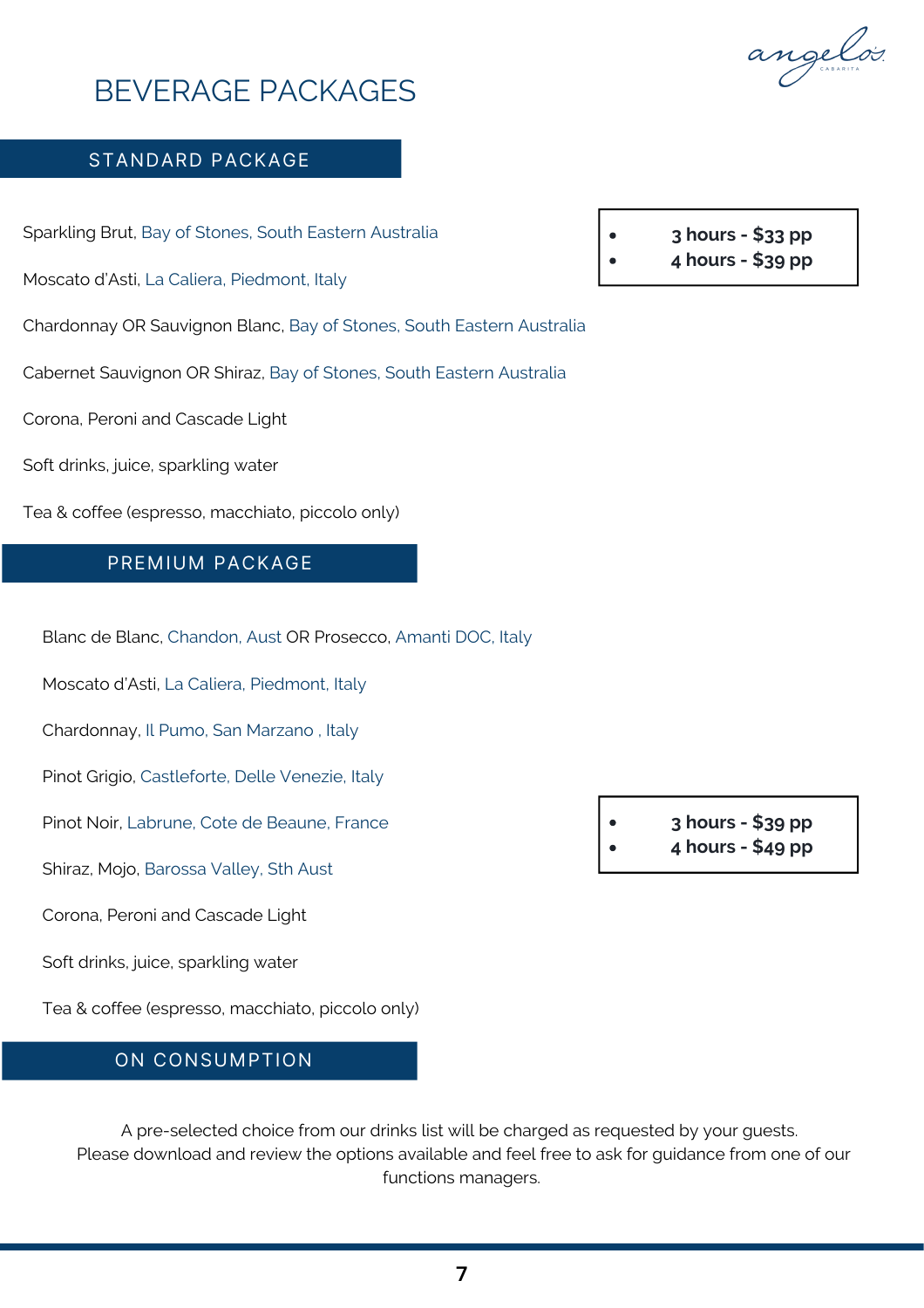# BEVERAGE PACKAGES

## STANDARD PACKAGE

- **3 hours - $33 pp**
- **4 hours - $39 pp**

Sparkling Brut, Bay of Stones, South Eastern Australia

Moscato d'Asti, La Caliera, Piedmont, Italy

Chardonnay OR Sauvignon Blanc, Bay of Stones, South Eastern Australia

Cabernet Sauvignon OR Shiraz, Bay of Stones, South Eastern Australia

Corona, Peroni and Cascade Light

Soft drinks, juice, sparkling water

Tea & coffee (espresso, macchiato, piccolo only)

## PREMIUM PACKAGE

- **3 hours - $39 pp**
- **4 hours - $49 pp**

Blanc de Blanc, Chandon, Aust OR Prosecco, Amanti DOC, Italy

Moscato d'Asti, La Caliera, Piedmont, Italy

Chardonnay, Il Pumo, San Marzano , Italy

Pinot Grigio, Castleforte, Delle Venezie, Italy

Pinot Noir, Labrune, Cote de Beaune, France

Shiraz, Mojo, Barossa Valley, Sth Aust

Corona, Peroni and Cascade Light

Soft drinks, juice, sparkling water

Tea & coffee (espresso, macchiato, piccolo only)

## ON CONSUMPTION

A pre-selected choice from our drinks list will be charged as requested by your guests.
Please download and review the options available and feel free to ask for guidance from one of our functions managers.